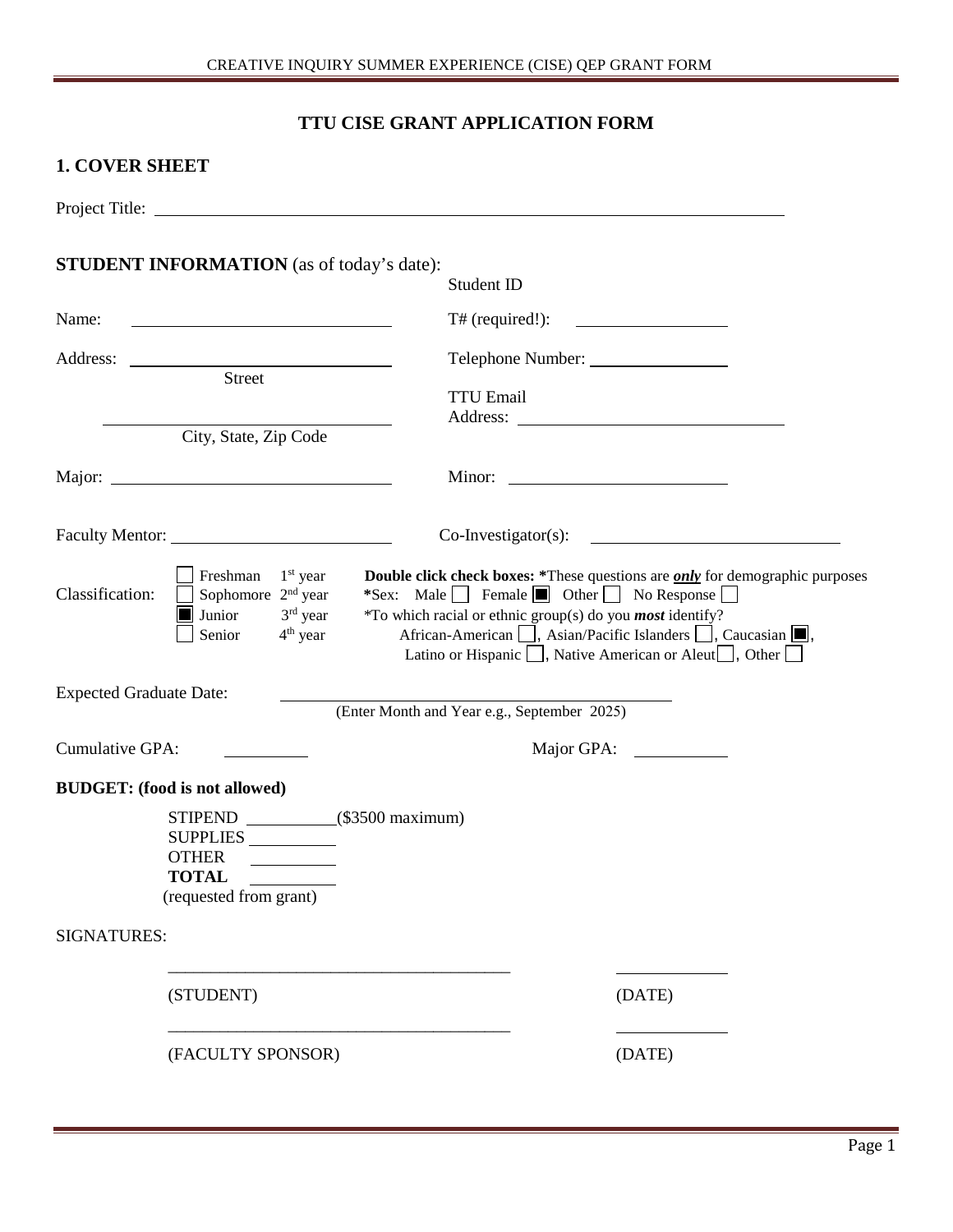# TTU CISE GRANT APPLICATION FORM

## 1. COVER SHEET

Project Title: ____________________________________________

**STUDENT INFORMATION** (as of today's date):

Name: ______________________

Student ID T# (required!): ______________

Address: ______________________
Street

Telephone Number: ______________

______________________
City, State, Zip Code

TTU Email Address: ______________________

Major: ______________________

Minor: ______________________

Faculty Mentor: ______________________

Co-Investigator(s): ______________________

Classification:
- ☐ Freshman 1st year
- ☐ Sophomore 2nd year
- ■ Junior 3rd year
- ☐ Senior 4th year

**Double click check boxes: ***These questions are ***only*** for demographic purposes

***Sex:** Male ☐ Female ■ Other ☐ No Response ☐

*To which racial or ethnic group(s) do you ***most*** identify?
African-American ☐, Asian/Pacific Islanders ☐, Caucasian ■, Latino or Hispanic ☐, Native American or Aleut ☐, Other ☐

Expected Graduate Date: ______________________
(Enter Month and Year e.g., September 2025)

Cumulative GPA: ________ Major GPA: ________

**BUDGET: (food is not allowed)**

STIPEND ________ ($3500 maximum)
SUPPLIES ________
OTHER ________
**TOTAL** ________
(requested from grant)

SIGNATURES:

______________________________ ____________
(STUDENT) (DATE)

______________________________ ____________
(FACULTY SPONSOR) (DATE)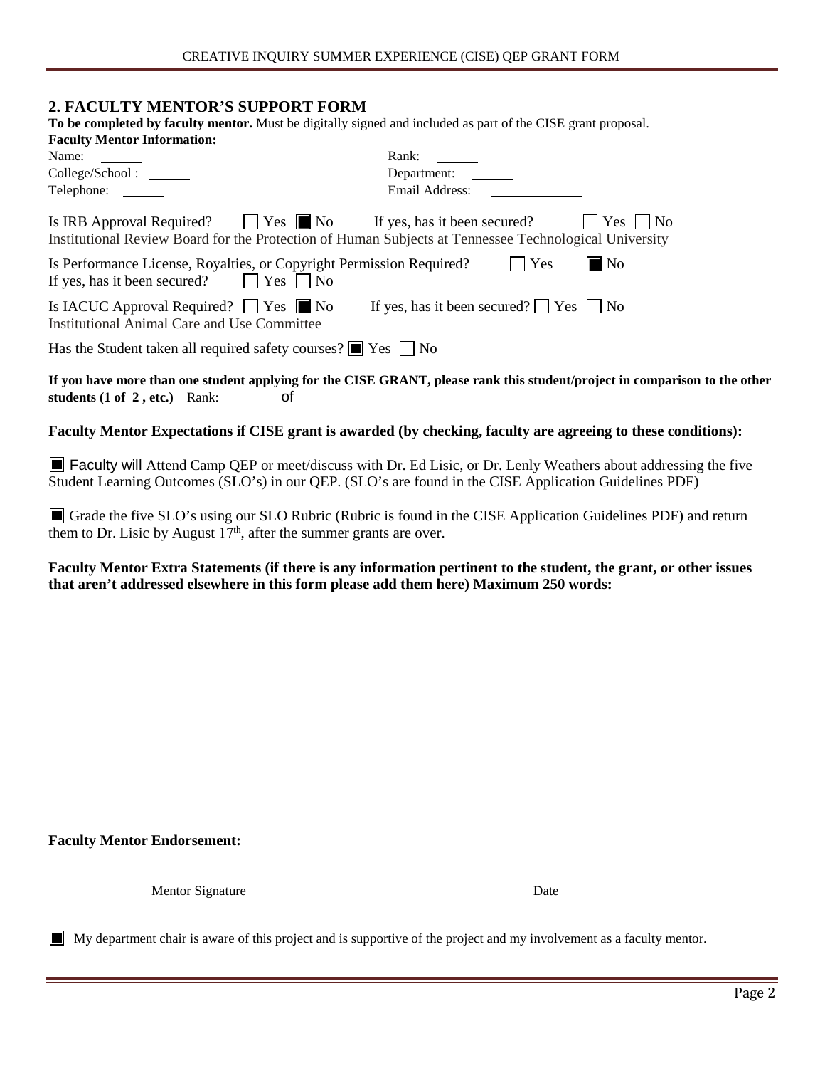## 2. FACULTY MENTOR'S SUPPORT FORM

**To be completed by faculty mentor.** Must be digitally signed and included as part of the CISE grant proposal.

**Faculty Mentor Information:**

Name: ______ Rank: ______

College/School : ______ Department: ______

Telephone: ______ Email Address: ______

Is IRB Approval Required? ☐ Yes ■ No If yes, has it been secured? ☐ Yes ☐ No
Institutional Review Board for the Protection of Human Subjects at Tennessee Technological University

Is Performance License, Royalties, or Copyright Permission Required? ☐ Yes ■ No
If yes, has it been secured? ☐ Yes ☐ No

Is IACUC Approval Required? ☐ Yes ■ No If yes, has it been secured? ☐ Yes ☐ No
Institutional Animal Care and Use Committee

Has the Student taken all required safety courses? ■ Yes ☐ No

**If you have more than one student applying for the CISE GRANT, please rank this student/project in comparison to the other students (1 of 2 , etc.)** Rank: ______ of ______

**Faculty Mentor Expectations if CISE grant is awarded (by checking, faculty are agreeing to these conditions):**

■ Faculty will Attend Camp QEP or meet/discuss with Dr. Ed Lisic, or Dr. Lenly Weathers about addressing the five Student Learning Outcomes (SLO's) in our QEP. (SLO's are found in the CISE Application Guidelines PDF)

■ Grade the five SLO's using our SLO Rubric (Rubric is found in the CISE Application Guidelines PDF) and return them to Dr. Lisic by August 17th, after the summer grants are over.

**Faculty Mentor Extra Statements (if there is any information pertinent to the student, the grant, or other issues that aren't addressed elsewhere in this form please add them here) Maximum 250 words:**

**Faculty Mentor Endorsement:**

______________________________ ______________________________
Mentor Signature Date

■ My department chair is aware of this project and is supportive of the project and my involvement as a faculty mentor.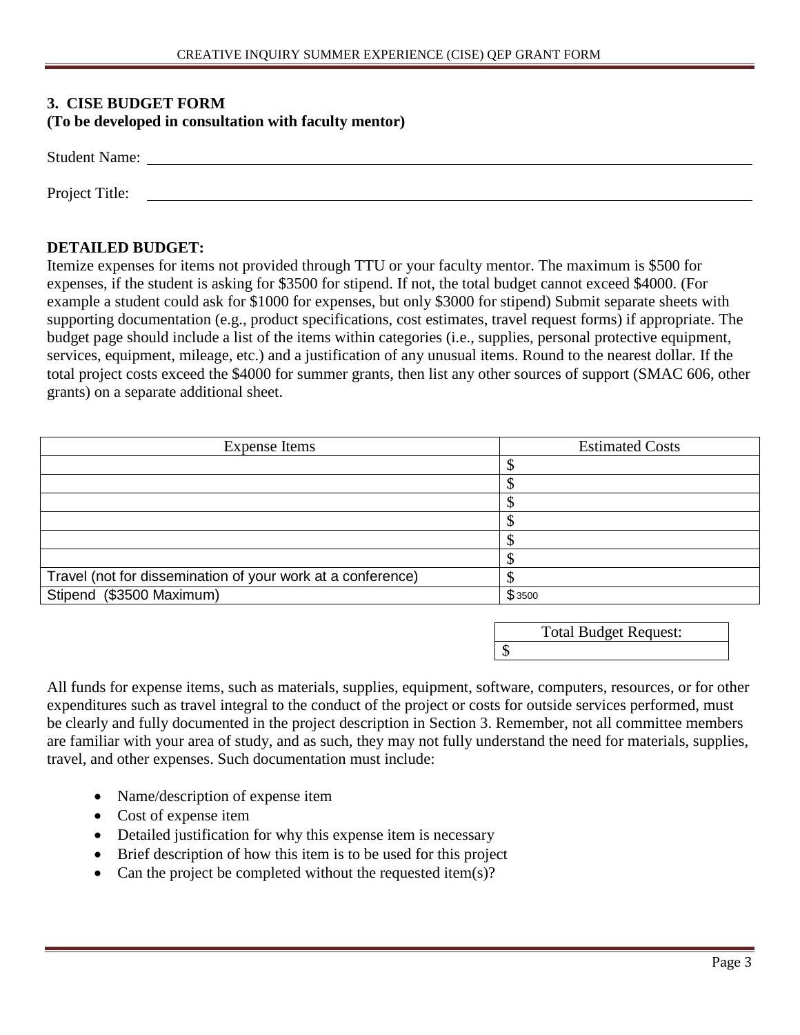### 3. CISE BUDGET FORM
**(To be developed in consultation with faculty mentor)**

Student Name: ______________________________________________

Project Title: ______________________________________________

**DETAILED BUDGET:**

Itemize expenses for items not provided through TTU or your faculty mentor. The maximum is $500 for expenses, if the student is asking for $3500 for stipend. If not, the total budget cannot exceed $4000. (For example a student could ask for $1000 for expenses, but only $3000 for stipend) Submit separate sheets with supporting documentation (e.g., product specifications, cost estimates, travel request forms) if appropriate. The budget page should include a list of the items within categories (i.e., supplies, personal protective equipment, services, equipment, mileage, etc.) and a justification of any unusual items. Round to the nearest dollar. If the total project costs exceed the $4000 for summer grants, then list any other sources of support (SMAC 606, other grants) on a separate additional sheet.

| Expense Items | Estimated Costs |
|---|---|
| | $ |
| | $ |
| | $ |
| | $ |
| | $ |
| | $ |
| Travel (not for dissemination of your work at a conference) | $ |
| Stipend ($3500 Maximum) | $ 3500 |

| Total Budget Request: |
|---|
| $ |

All funds for expense items, such as materials, supplies, equipment, software, computers, resources, or for other expenditures such as travel integral to the conduct of the project or costs for outside services performed, must be clearly and fully documented in the project description in Section 3. Remember, not all committee members are familiar with your area of study, and as such, they may not fully understand the need for materials, supplies, travel, and other expenses. Such documentation must include:

- Name/description of expense item
- Cost of expense item
- Detailed justification for why this expense item is necessary
- Brief description of how this item is to be used for this project
- Can the project be completed without the requested item(s)?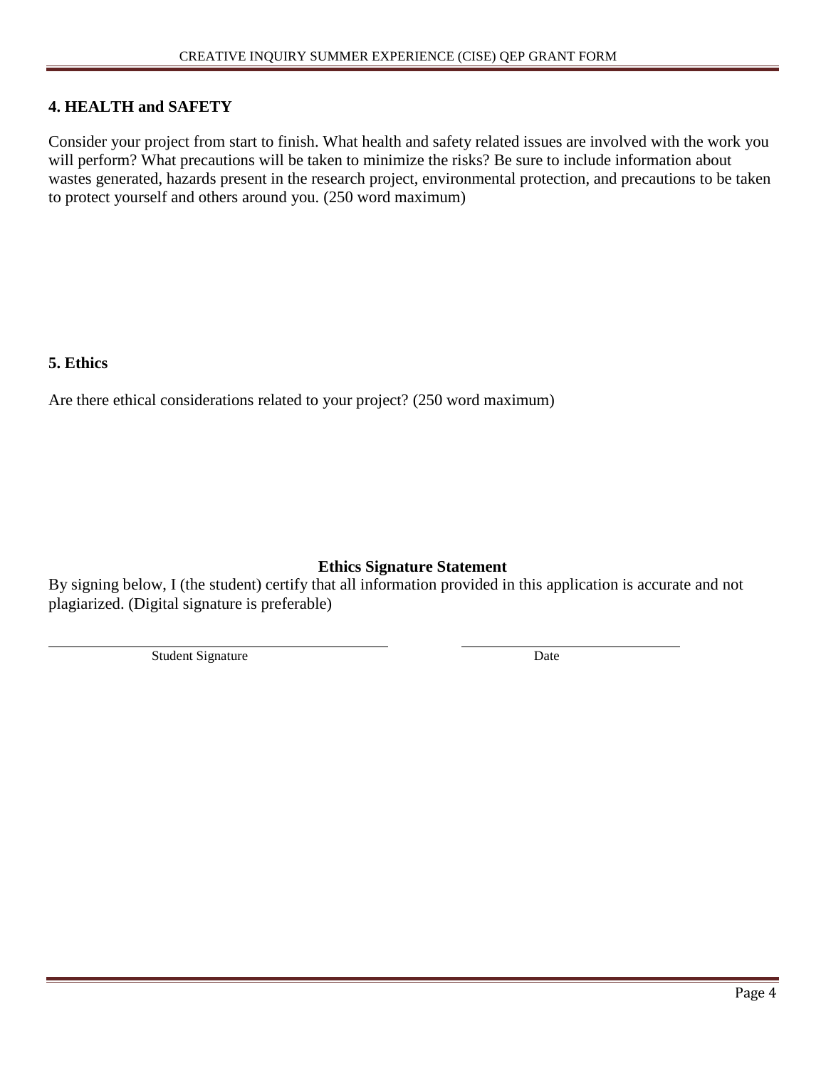## 4. HEALTH and SAFETY

Consider your project from start to finish. What health and safety related issues are involved with the work you will perform? What precautions will be taken to minimize the risks? Be sure to include information about wastes generated, hazards present in the research project, environmental protection, and precautions to be taken to protect yourself and others around you. (250 word maximum)

## 5. Ethics

Are there ethical considerations related to your project? (250 word maximum)

**Ethics Signature Statement**

By signing below, I (the student) certify that all information provided in this application is accurate and not plagiarized. (Digital signature is preferable)

\_\_\_\_\_\_\_\_\_\_\_\_\_\_\_\_\_\_\_\_\_\_\_\_\_\_\_\_\_\_\_\_\_\_\_\_\_\_\_\_ \_\_\_\_\_\_\_\_\_\_\_\_\_\_\_\_\_\_\_\_\_\_\_\_\_\_

Student Signature Date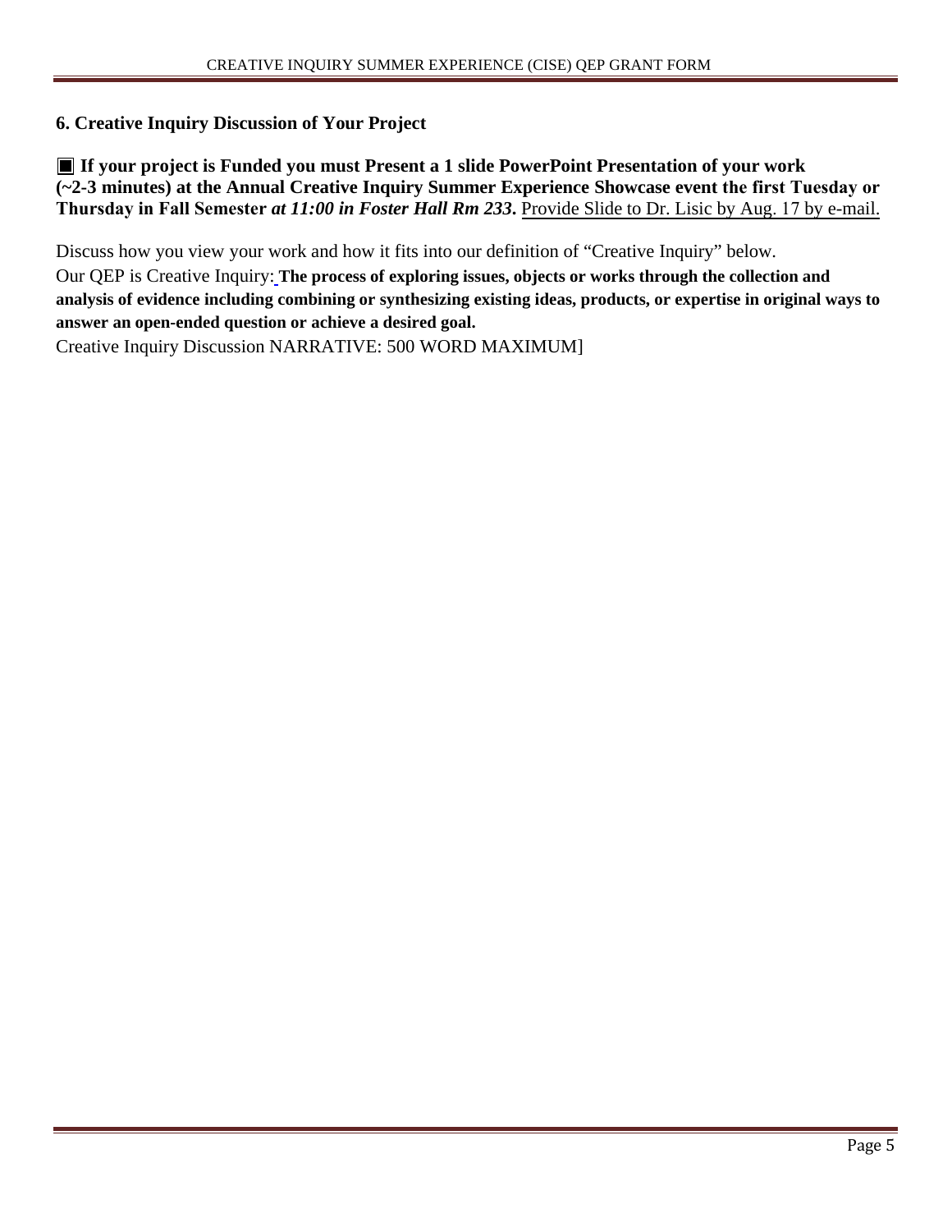## 6. Creative Inquiry Discussion of Your Project

■ **If your project is Funded you must Present a 1 slide PowerPoint Presentation of your work (~2-3 minutes) at the Annual Creative Inquiry Summer Experience Showcase event the first Tuesday or Thursday in Fall Semester *at 11:00 in Foster Hall Rm 233*.** Provide Slide to Dr. Lisic by Aug. 17 by e-mail.

Discuss how you view your work and how it fits into our definition of "Creative Inquiry" below.

Our QEP is Creative Inquiry: **The process of exploring issues, objects or works through the collection and analysis of evidence including combining or synthesizing existing ideas, products, or expertise in original ways to answer an open-ended question or achieve a desired goal.**

Creative Inquiry Discussion NARRATIVE: 500 WORD MAXIMUM]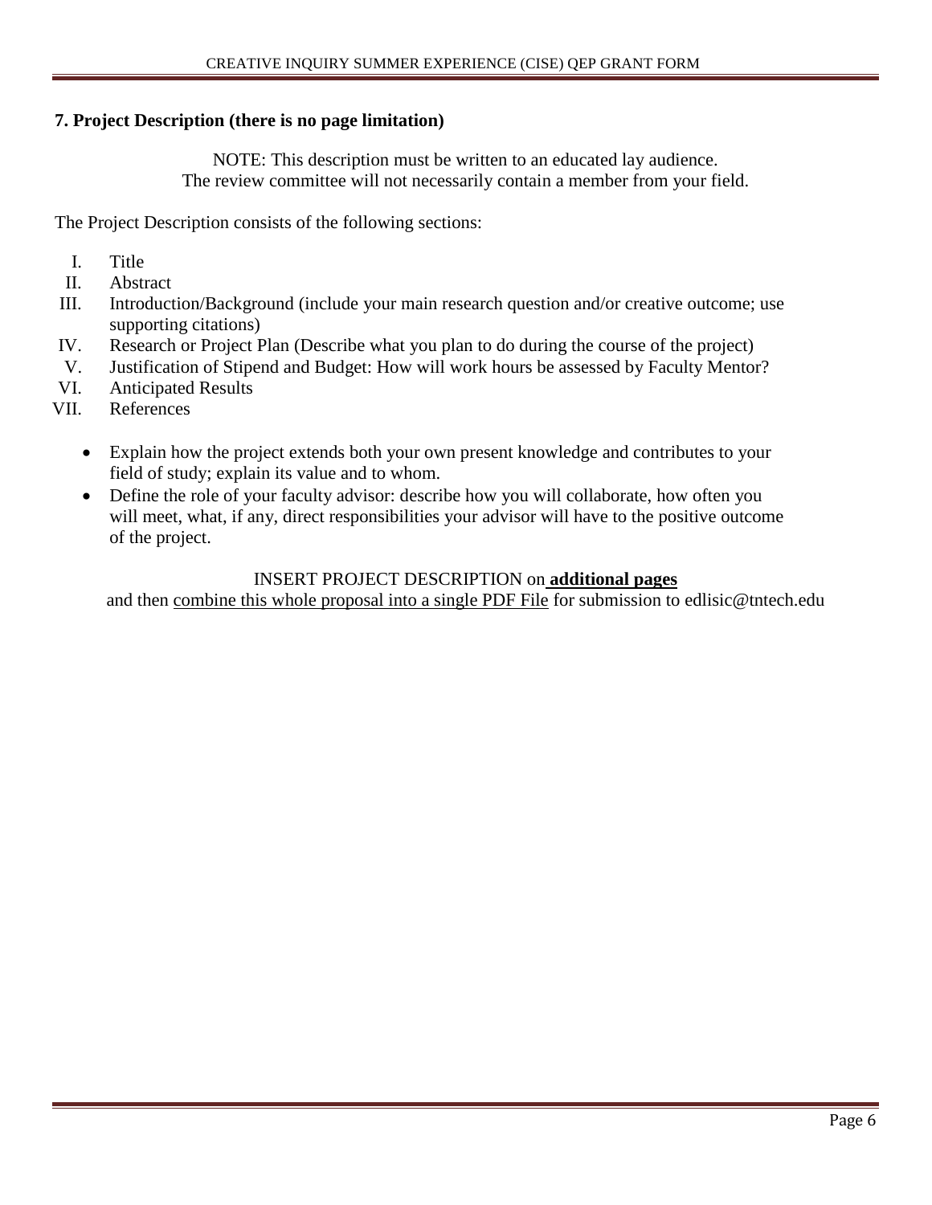### 7. Project Description (there is no page limitation)

NOTE: This description must be written to an educated lay audience.
The review committee will not necessarily contain a member from your field.

The Project Description consists of the following sections:

I. Title
II. Abstract
III. Introduction/Background (include your main research question and/or creative outcome; use supporting citations)
IV. Research or Project Plan (Describe what you plan to do during the course of the project)
V. Justification of Stipend and Budget: How will work hours be assessed by Faculty Mentor?
VI. Anticipated Results
VII. References

- Explain how the project extends both your own present knowledge and contributes to your field of study; explain its value and to whom.
- Define the role of your faculty advisor: describe how you will collaborate, how often you will meet, what, if any, direct responsibilities your advisor will have to the positive outcome of the project.

INSERT PROJECT DESCRIPTION on **additional pages**
and then combine this whole proposal into a single PDF File for submission to edlisic@tntech.edu